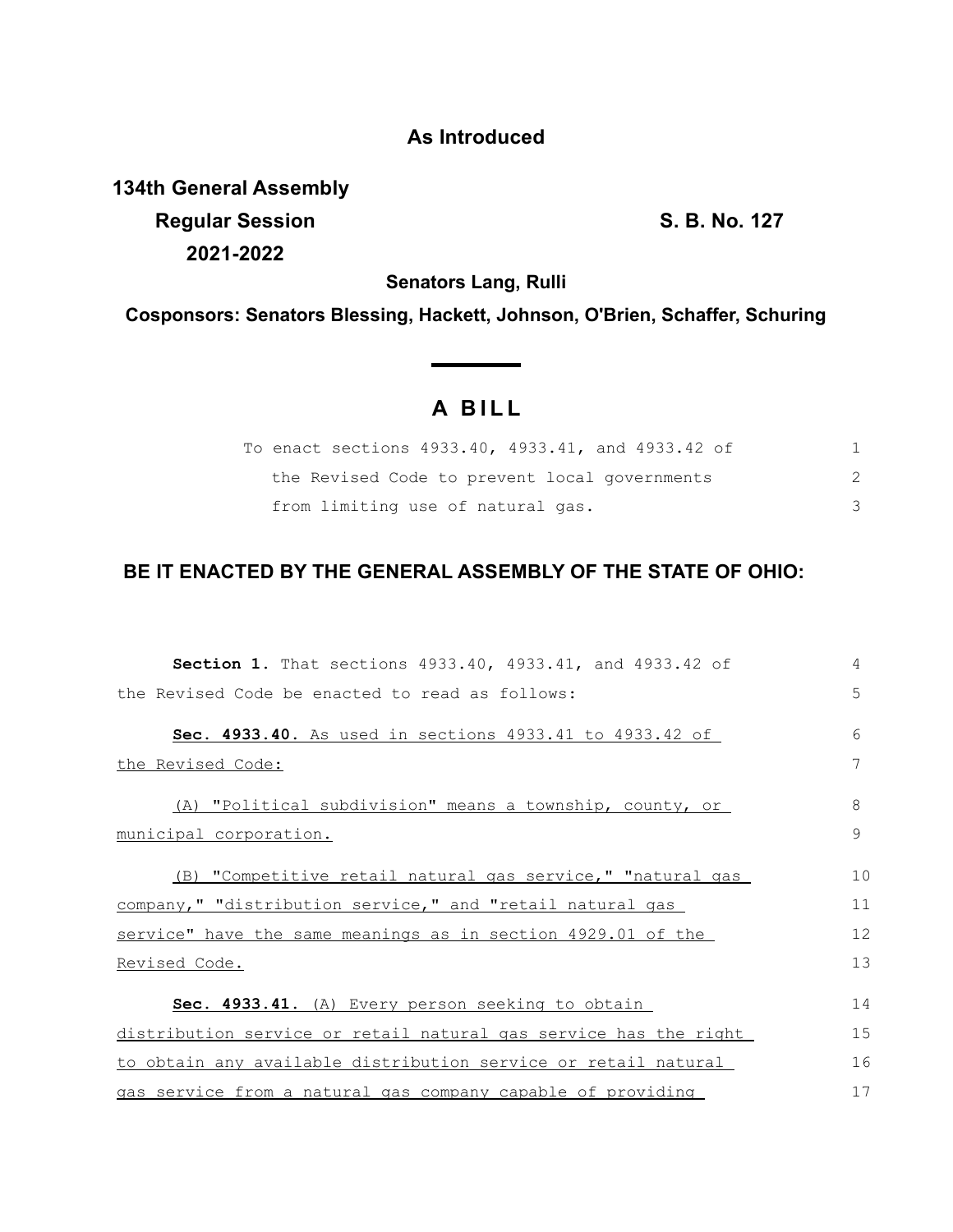**As Introduced**

**134th General Assembly**
**Regular Session** **S. B. No. 127**
**2021-2022**

**Senators Lang, Rulli**

**Cosponsors: Senators Blessing, Hackett, Johnson, O'Brien, Schaffer, Schuring**

# A BILL

To enact sections 4933.40, 4933.41, and 4933.42 of the Revised Code to prevent local governments from limiting use of natural gas.

## BE IT ENACTED BY THE GENERAL ASSEMBLY OF THE STATE OF OHIO:

**Section 1.** That sections 4933.40, 4933.41, and 4933.42 of the Revised Code be enacted to read as follows:

**Sec. 4933.40.** As used in sections 4933.41 to 4933.42 of the Revised Code:

(A) "Political subdivision" means a township, county, or municipal corporation.

(B) "Competitive retail natural gas service," "natural gas company," "distribution service," and "retail natural gas service" have the same meanings as in section 4929.01 of the Revised Code.

**Sec. 4933.41.** (A) Every person seeking to obtain distribution service or retail natural gas service has the right to obtain any available distribution service or retail natural gas service from a natural gas company capable of providing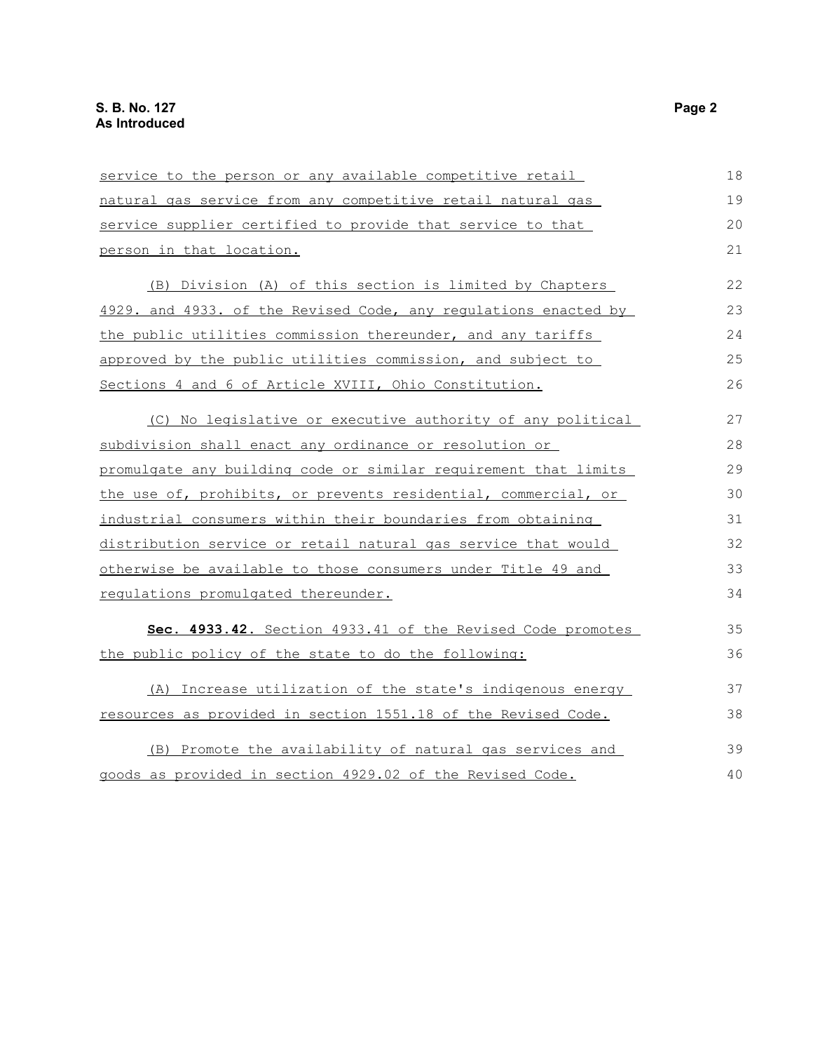service to the person or any available competitive retail natural gas service from any competitive retail natural gas service supplier certified to provide that service to that person in that location.

(B) Division (A) of this section is limited by Chapters 4929. and 4933. of the Revised Code, any regulations enacted by the public utilities commission thereunder, and any tariffs approved by the public utilities commission, and subject to Sections 4 and 6 of Article XVIII, Ohio Constitution.

(C) No legislative or executive authority of any political subdivision shall enact any ordinance or resolution or promulgate any building code or similar requirement that limits the use of, prohibits, or prevents residential, commercial, or industrial consumers within their boundaries from obtaining distribution service or retail natural gas service that would otherwise be available to those consumers under Title 49 and regulations promulgated thereunder.

**Sec. 4933.42.** Section 4933.41 of the Revised Code promotes the public policy of the state to do the following:

(A) Increase utilization of the state's indigenous energy resources as provided in section 1551.18 of the Revised Code.

(B) Promote the availability of natural gas services and goods as provided in section 4929.02 of the Revised Code.